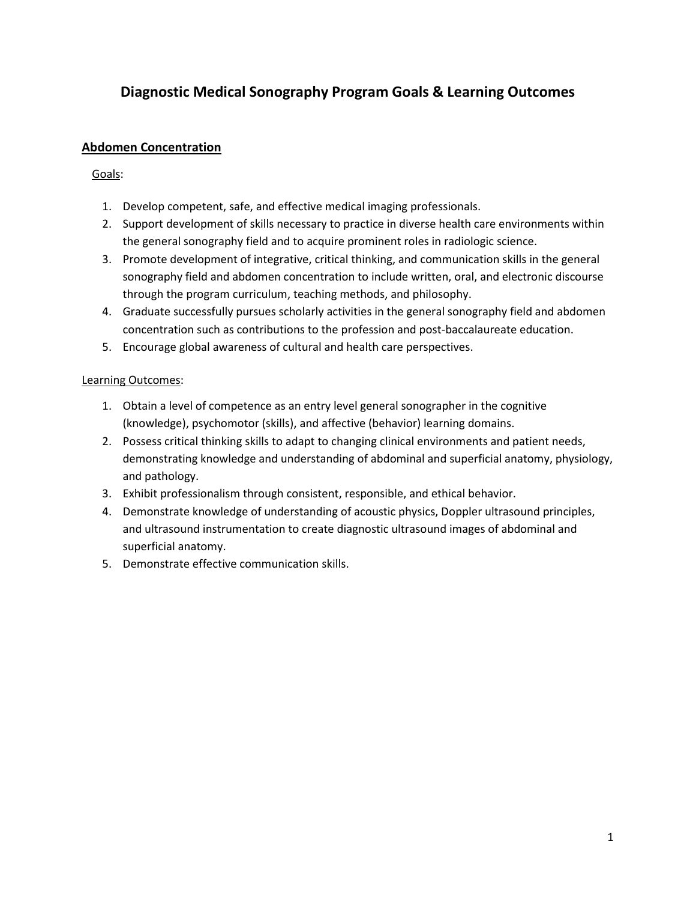# Diagnostic Medical Sonography Program Goals & Learning Outcomes

## Abdomen Concentration

Goals:

1. Develop competent, safe, and effective medical imaging professionals.
2. Support development of skills necessary to practice in diverse health care environments within the general sonography field and to acquire prominent roles in radiologic science.
3. Promote development of integrative, critical thinking, and communication skills in the general sonography field and abdomen concentration to include written, oral, and electronic discourse through the program curriculum, teaching methods, and philosophy.
4. Graduate successfully pursues scholarly activities in the general sonography field and abdomen concentration such as contributions to the profession and post-baccalaureate education.
5. Encourage global awareness of cultural and health care perspectives.

Learning Outcomes:

1. Obtain a level of competence as an entry level general sonographer in the cognitive (knowledge), psychomotor (skills), and affective (behavior) learning domains.
2. Possess critical thinking skills to adapt to changing clinical environments and patient needs, demonstrating knowledge and understanding of abdominal and superficial anatomy, physiology, and pathology.
3. Exhibit professionalism through consistent, responsible, and ethical behavior.
4. Demonstrate knowledge of understanding of acoustic physics, Doppler ultrasound principles, and ultrasound instrumentation to create diagnostic ultrasound images of abdominal and superficial anatomy.
5. Demonstrate effective communication skills.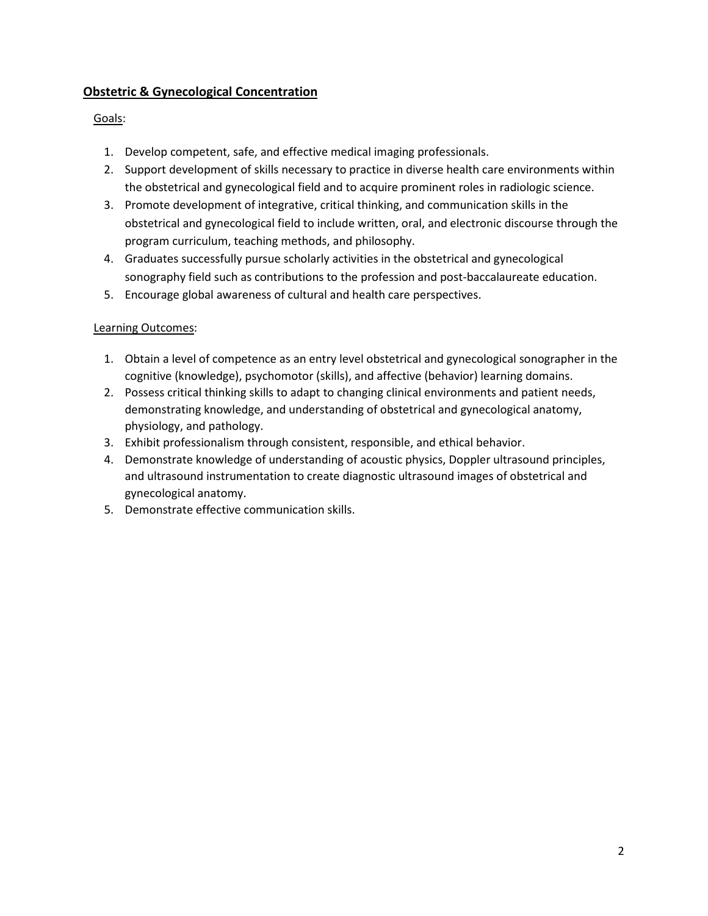## Obstetric & Gynecological Concentration

Goals:

1. Develop competent, safe, and effective medical imaging professionals.
2. Support development of skills necessary to practice in diverse health care environments within the obstetrical and gynecological field and to acquire prominent roles in radiologic science.
3. Promote development of integrative, critical thinking, and communication skills in the obstetrical and gynecological field to include written, oral, and electronic discourse through the program curriculum, teaching methods, and philosophy.
4. Graduates successfully pursue scholarly activities in the obstetrical and gynecological sonography field such as contributions to the profession and post-baccalaureate education.
5. Encourage global awareness of cultural and health care perspectives.

Learning Outcomes:

1. Obtain a level of competence as an entry level obstetrical and gynecological sonographer in the cognitive (knowledge), psychomotor (skills), and affective (behavior) learning domains.
2. Possess critical thinking skills to adapt to changing clinical environments and patient needs, demonstrating knowledge, and understanding of obstetrical and gynecological anatomy, physiology, and pathology.
3. Exhibit professionalism through consistent, responsible, and ethical behavior.
4. Demonstrate knowledge of understanding of acoustic physics, Doppler ultrasound principles, and ultrasound instrumentation to create diagnostic ultrasound images of obstetrical and gynecological anatomy.
5. Demonstrate effective communication skills.